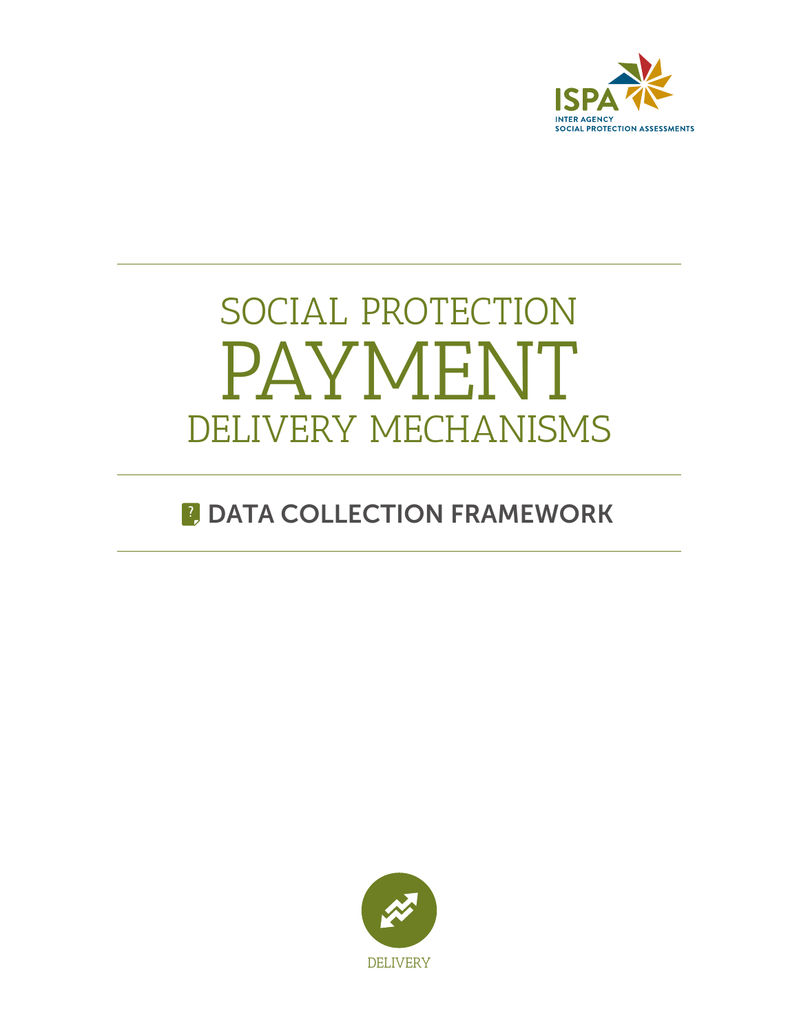ISPA
INTER AGENCY
SOCIAL PROTECTION ASSESSMENTS

# SOCIAL PROTECTION PAYMENT DELIVERY MECHANISMS

## DATA COLLECTION FRAMEWORK

DELIVERY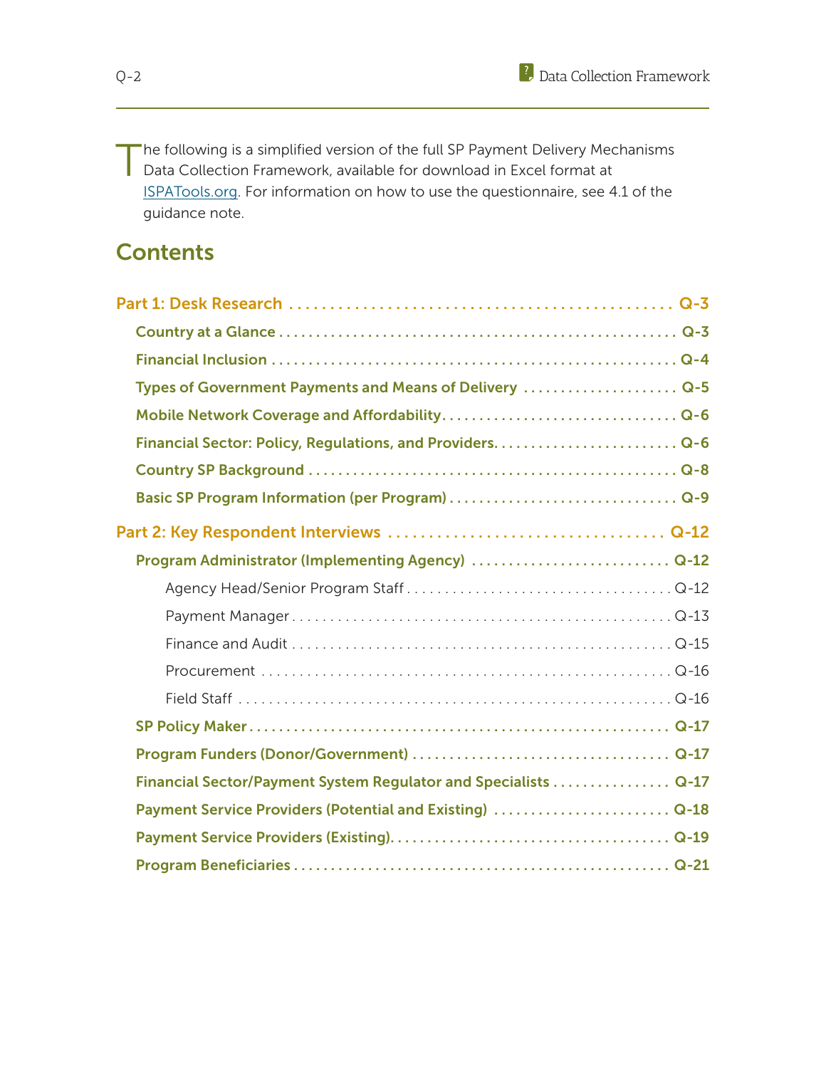The following is a simplified version of the full SP Payment Delivery Mechanisms Data Collection Framework, available for download in Excel format at ISPATools.org. For information on how to use the questionnaire, see 4.1 of the guidance note.

## Contents

**Part 1: Desk Research** . . . . . . . . . . Q-3

- **Country at a Glance** . . . . . . . . . . Q-3
- **Financial Inclusion** . . . . . . . . . . Q-4
- **Types of Government Payments and Means of Delivery** . . . . . . . . . . Q-5
- **Mobile Network Coverage and Affordability** . . . . . . . . . . Q-6
- **Financial Sector: Policy, Regulations, and Providers** . . . . . . . . . . Q-6
- **Country SP Background** . . . . . . . . . . Q-8
- **Basic SP Program Information (per Program)** . . . . . . . . . . Q-9

**Part 2: Key Respondent Interviews** . . . . . . . . . . Q-12

- **Program Administrator (Implementing Agency)** . . . . . . . . . . Q-12
  - Agency Head/Senior Program Staff . . . . . . . . . . Q-12
  - Payment Manager . . . . . . . . . . Q-13
  - Finance and Audit . . . . . . . . . . Q-15
  - Procurement . . . . . . . . . . Q-16
  - Field Staff . . . . . . . . . . Q-16
- **SP Policy Maker** . . . . . . . . . . Q-17
- **Program Funders (Donor/Government)** . . . . . . . . . . Q-17
- **Financial Sector/Payment System Regulator and Specialists** . . . . . . . . . . Q-17
- **Payment Service Providers (Potential and Existing)** . . . . . . . . . . Q-18
- **Payment Service Providers (Existing)** . . . . . . . . . . Q-19
- **Program Beneficiaries** . . . . . . . . . . Q-21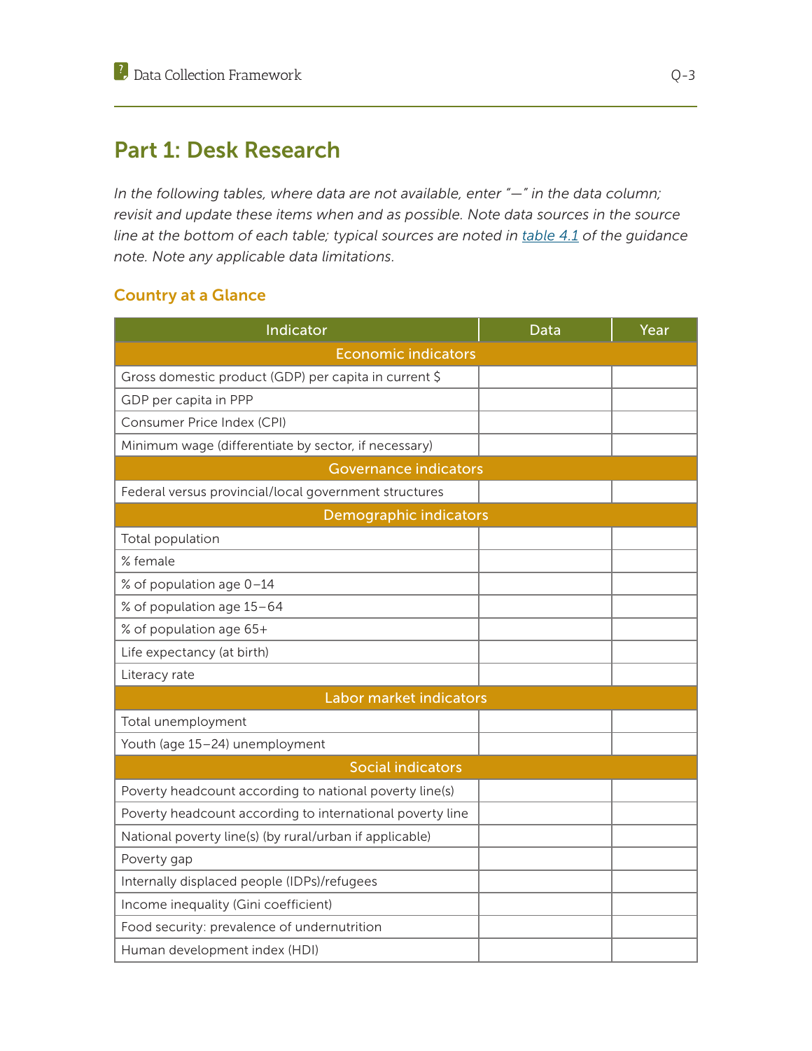# Part 1: Desk Research

*In the following tables, where data are not available, enter "—" in the data column; revisit and update these items when and as possible. Note data sources in the source line at the bottom of each table; typical sources are noted in table 4.1 of the guidance note. Note any applicable data limitations.*

## Country at a Glance

| Indicator | Data | Year |
|---|---|---|
| **Economic indicators** | | |
| Gross domestic product (GDP) per capita in current $ | | |
| GDP per capita in PPP | | |
| Consumer Price Index (CPI) | | |
| Minimum wage (differentiate by sector, if necessary) | | |
| **Governance indicators** | | |
| Federal versus provincial/local government structures | | |
| **Demographic indicators** | | |
| Total population | | |
| % female | | |
| % of population age 0–14 | | |
| % of population age 15–64 | | |
| % of population age 65+ | | |
| Life expectancy (at birth) | | |
| Literacy rate | | |
| **Labor market indicators** | | |
| Total unemployment | | |
| Youth (age 15–24) unemployment | | |
| **Social indicators** | | |
| Poverty headcount according to national poverty line(s) | | |
| Poverty headcount according to international poverty line | | |
| National poverty line(s) (by rural/urban if applicable) | | |
| Poverty gap | | |
| Internally displaced people (IDPs)/refugees | | |
| Income inequality (Gini coefficient) | | |
| Food security: prevalence of undernutrition | | |
| Human development index (HDI) | | |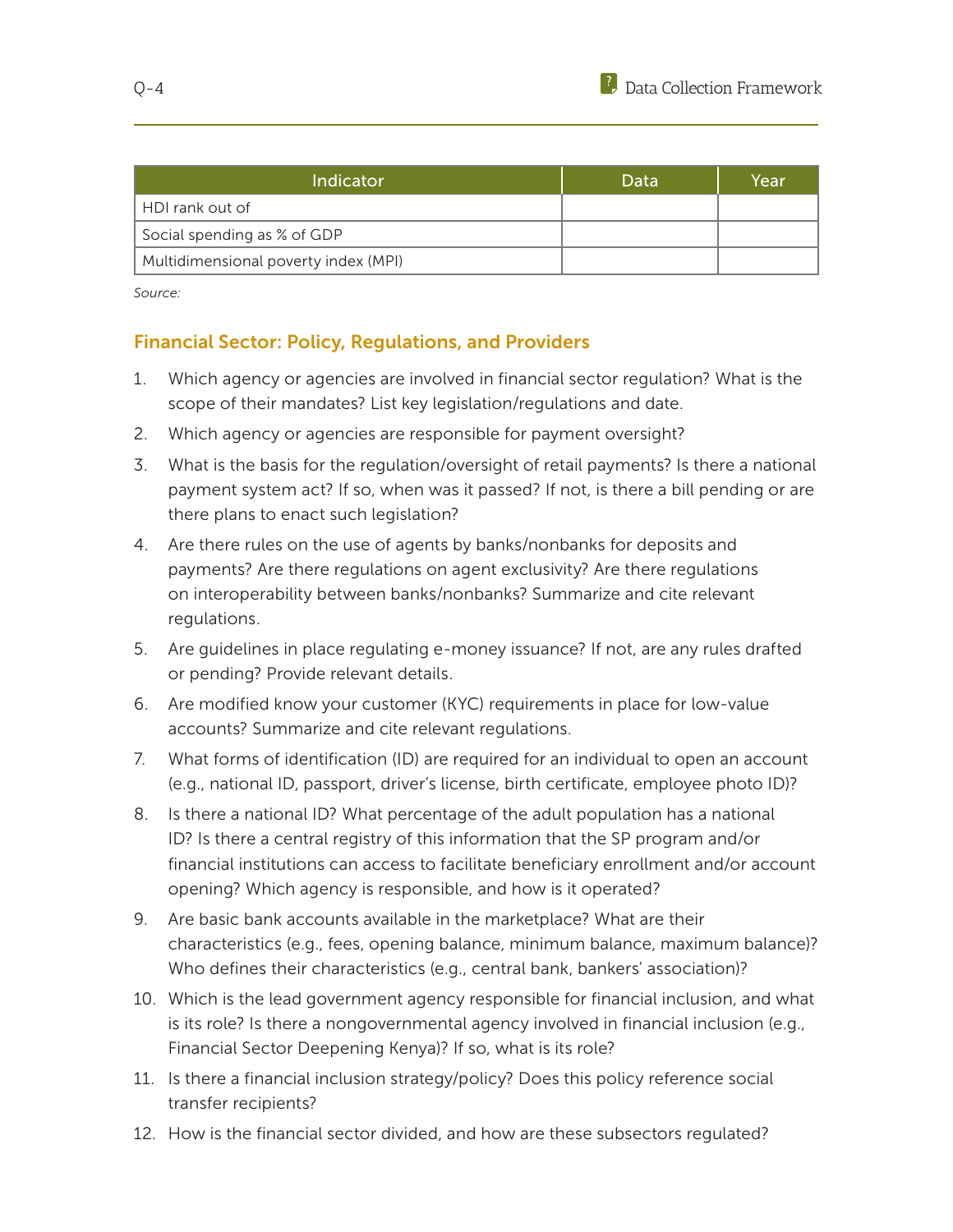| Indicator | Data | Year |
|---|---|---|
| HDI rank out of | | |
| Social spending as % of GDP | | |
| Multidimensional poverty index (MPI) | | |

*Source:*

## Financial Sector: Policy, Regulations, and Providers

1. Which agency or agencies are involved in financial sector regulation? What is the scope of their mandates? List key legislation/regulations and date.
2. Which agency or agencies are responsible for payment oversight?
3. What is the basis for the regulation/oversight of retail payments? Is there a national payment system act? If so, when was it passed? If not, is there a bill pending or are there plans to enact such legislation?
4. Are there rules on the use of agents by banks/nonbanks for deposits and payments? Are there regulations on agent exclusivity? Are there regulations on interoperability between banks/nonbanks? Summarize and cite relevant regulations.
5. Are guidelines in place regulating e-money issuance? If not, are any rules drafted or pending? Provide relevant details.
6. Are modified know your customer (KYC) requirements in place for low-value accounts? Summarize and cite relevant regulations.
7. What forms of identification (ID) are required for an individual to open an account (e.g., national ID, passport, driver's license, birth certificate, employee photo ID)?
8. Is there a national ID? What percentage of the adult population has a national ID? Is there a central registry of this information that the SP program and/or financial institutions can access to facilitate beneficiary enrollment and/or account opening? Which agency is responsible, and how is it operated?
9. Are basic bank accounts available in the marketplace? What are their characteristics (e.g., fees, opening balance, minimum balance, maximum balance)? Who defines their characteristics (e.g., central bank, bankers' association)?
10. Which is the lead government agency responsible for financial inclusion, and what is its role? Is there a nongovernmental agency involved in financial inclusion (e.g., Financial Sector Deepening Kenya)? If so, what is its role?
11. Is there a financial inclusion strategy/policy? Does this policy reference social transfer recipients?
12. How is the financial sector divided, and how are these subsectors regulated?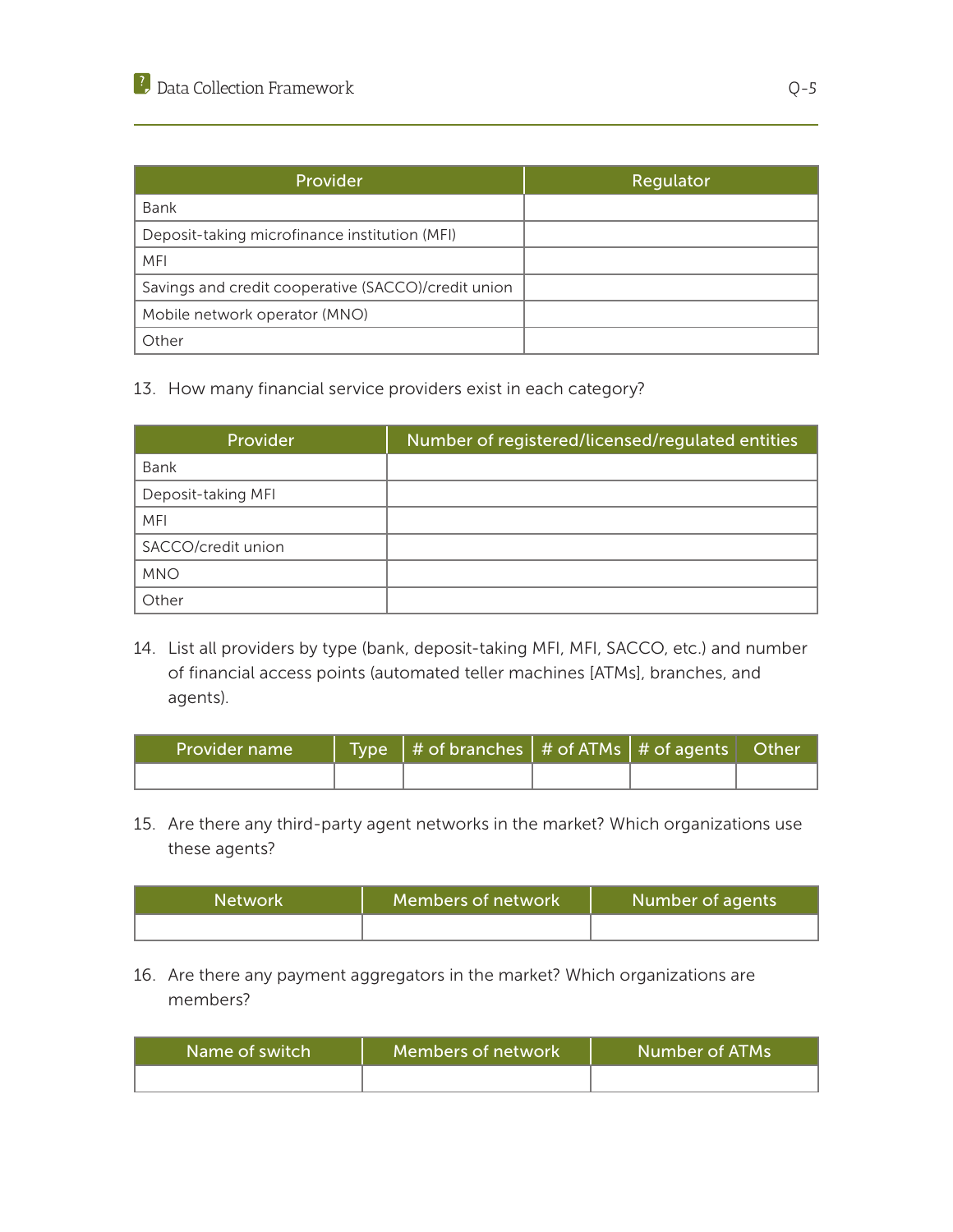| Provider | Regulator |
|---|---|
| Bank | |
| Deposit-taking microfinance institution (MFI) | |
| MFI | |
| Savings and credit cooperative (SACCO)/credit union | |
| Mobile network operator (MNO) | |
| Other | |

13. How many financial service providers exist in each category?

| Provider | Number of registered/licensed/regulated entities |
|---|---|
| Bank | |
| Deposit-taking MFI | |
| MFI | |
| SACCO/credit union | |
| MNO | |
| Other | |

14. List all providers by type (bank, deposit-taking MFI, MFI, SACCO, etc.) and number of financial access points (automated teller machines [ATMs], branches, and agents).

| Provider name | Type | # of branches | # of ATMs | # of agents | Other |
|---|---|---|---|---|---|
| | | | | | |

15. Are there any third-party agent networks in the market? Which organizations use these agents?

| Network | Members of network | Number of agents |
|---|---|---|
| | | |

16. Are there any payment aggregators in the market? Which organizations are members?

| Name of switch | Members of network | Number of ATMs |
|---|---|---|
| | | |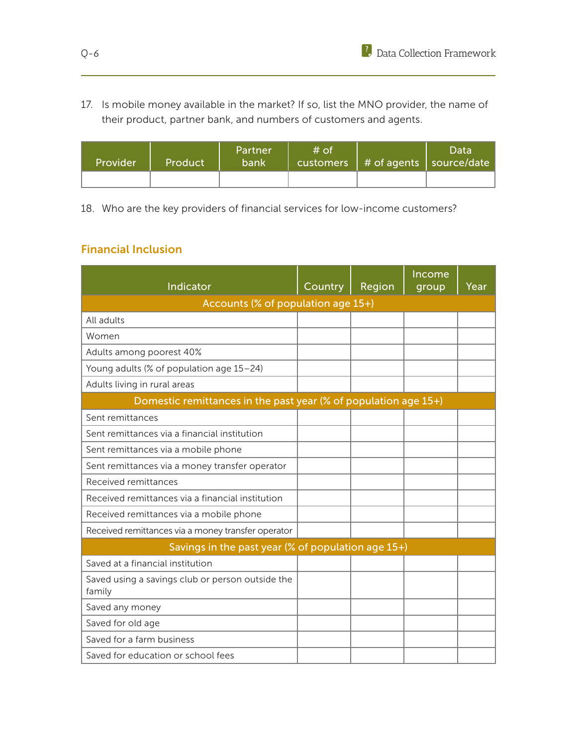17. Is mobile money available in the market? If so, list the MNO provider, the name of their product, partner bank, and numbers of customers and agents.

| Provider | Product | Partner bank | # of customers | # of agents | Data source/date |
|---|---|---|---|---|---|
| | | | | | |

18. Who are the key providers of financial services for low-income customers?

## Financial Inclusion

| Indicator | Country | Region | Income group | Year |
|---|---|---|---|---|
| **Accounts (% of population age 15+)** | | | | |
| All adults | | | | |
| Women | | | | |
| Adults among poorest 40% | | | | |
| Young adults (% of population age 15–24) | | | | |
| Adults living in rural areas | | | | |
| **Domestic remittances in the past year (% of population age 15+)** | | | | |
| Sent remittances | | | | |
| Sent remittances via a financial institution | | | | |
| Sent remittances via a mobile phone | | | | |
| Sent remittances via a money transfer operator | | | | |
| Received remittances | | | | |
| Received remittances via a financial institution | | | | |
| Received remittances via a mobile phone | | | | |
| Received remittances via a money transfer operator | | | | |
| **Savings in the past year (% of population age 15+)** | | | | |
| Saved at a financial institution | | | | |
| Saved using a savings club or person outside the family | | | | |
| Saved any money | | | | |
| Saved for old age | | | | |
| Saved for a farm business | | | | |
| Saved for education or school fees | | | | |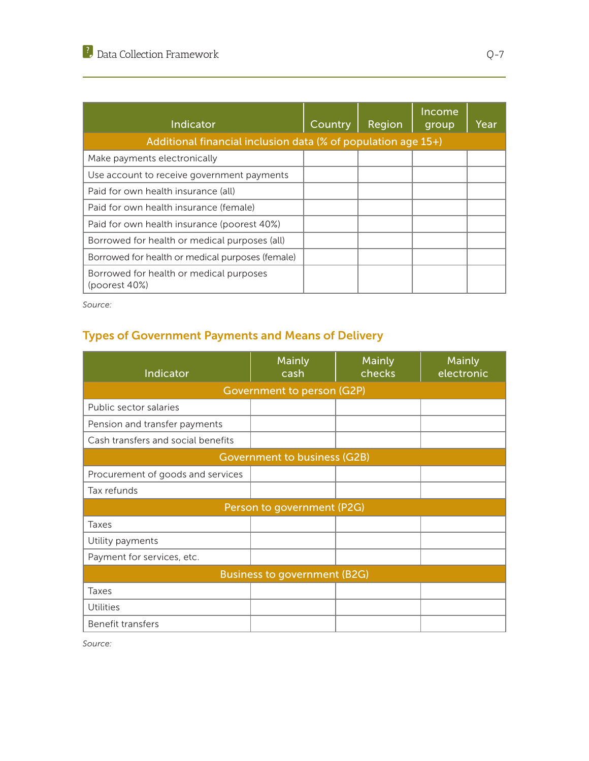| Indicator | Country | Region | Income group | Year |
|---|---|---|---|---|
| **Additional financial inclusion data (% of population age 15+)** | | | | |
| Make payments electronically | | | | |
| Use account to receive government payments | | | | |
| Paid for own health insurance (all) | | | | |
| Paid for own health insurance (female) | | | | |
| Paid for own health insurance (poorest 40%) | | | | |
| Borrowed for health or medical purposes (all) | | | | |
| Borrowed for health or medical purposes (female) | | | | |
| Borrowed for health or medical purposes (poorest 40%) | | | | |

*Source:*

## Types of Government Payments and Means of Delivery

| Indicator | Mainly cash | Mainly checks | Mainly electronic |
|---|---|---|---|
| **Government to person (G2P)** | | | |
| Public sector salaries | | | |
| Pension and transfer payments | | | |
| Cash transfers and social benefits | | | |
| **Government to business (G2B)** | | | |
| Procurement of goods and services | | | |
| Tax refunds | | | |
| **Person to government (P2G)** | | | |
| Taxes | | | |
| Utility payments | | | |
| Payment for services, etc. | | | |
| **Business to government (B2G)** | | | |
| Taxes | | | |
| Utilities | | | |
| Benefit transfers | | | |

*Source:*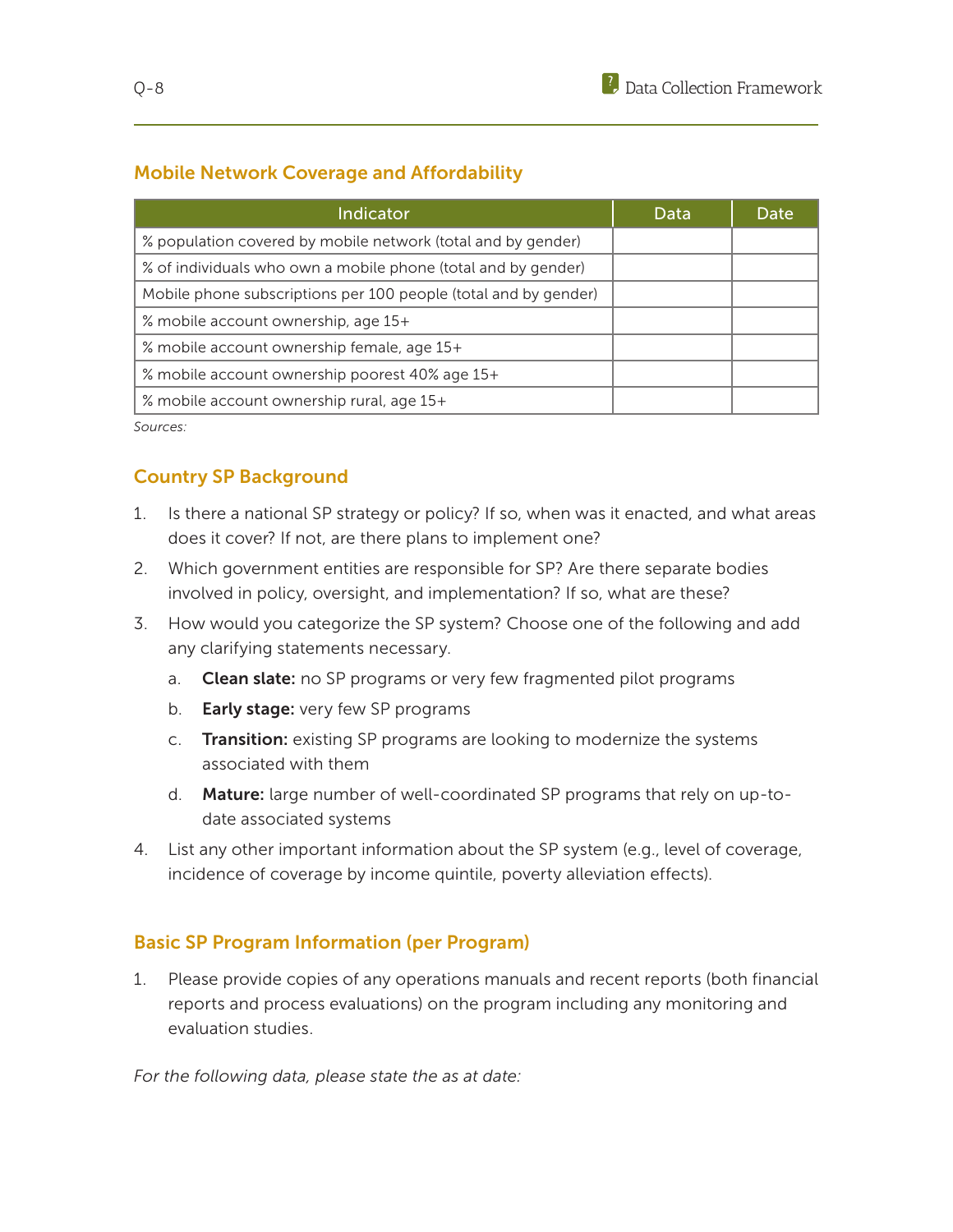## Mobile Network Coverage and Affordability

| Indicator | Data | Date |
| --- | --- | --- |
| % population covered by mobile network (total and by gender) | | |
| % of individuals who own a mobile phone (total and by gender) | | |
| Mobile phone subscriptions per 100 people (total and by gender) | | |
| % mobile account ownership, age 15+ | | |
| % mobile account ownership female, age 15+ | | |
| % mobile account ownership poorest 40% age 15+ | | |
| % mobile account ownership rural, age 15+ | | |

*Sources:*

## Country SP Background

1. Is there a national SP strategy or policy? If so, when was it enacted, and what areas does it cover? If not, are there plans to implement one?
2. Which government entities are responsible for SP? Are there separate bodies involved in policy, oversight, and implementation? If so, what are these?
3. How would you categorize the SP system? Choose one of the following and add any clarifying statements necessary.
   a. **Clean slate:** no SP programs or very few fragmented pilot programs
   b. **Early stage:** very few SP programs
   c. **Transition:** existing SP programs are looking to modernize the systems associated with them
   d. **Mature:** large number of well-coordinated SP programs that rely on up-to-date associated systems
4. List any other important information about the SP system (e.g., level of coverage, incidence of coverage by income quintile, poverty alleviation effects).

## Basic SP Program Information (per Program)

1. Please provide copies of any operations manuals and recent reports (both financial reports and process evaluations) on the program including any monitoring and evaluation studies.

*For the following data, please state the as at date:*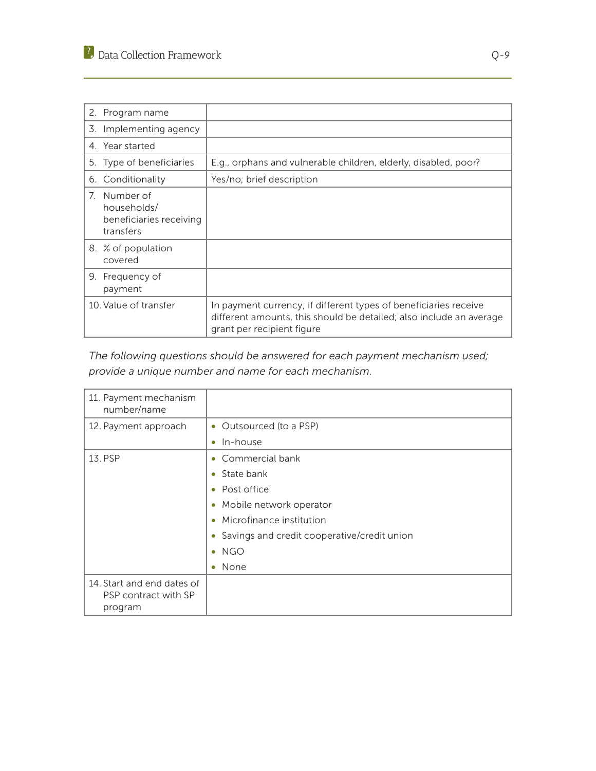| | |
|---|---|
| 2. Program name | |
| 3. Implementing agency | |
| 4. Year started | |
| 5. Type of beneficiaries | E.g., orphans and vulnerable children, elderly, disabled, poor? |
| 6. Conditionality | Yes/no; brief description |
| 7. Number of households/ beneficiaries receiving transfers | |
| 8. % of population covered | |
| 9. Frequency of payment | |
| 10. Value of transfer | In payment currency; if different types of beneficiaries receive different amounts, this should be detailed; also include an average grant per recipient figure |

*The following questions should be answered for each payment mechanism used; provide a unique number and name for each mechanism.*

| | |
|---|---|
| 11. Payment mechanism number/name | |
| 12. Payment approach | • Outsourced (to a PSP)<br>• In-house |
| 13. PSP | • Commercial bank<br>• State bank<br>• Post office<br>• Mobile network operator<br>• Microfinance institution<br>• Savings and credit cooperative/credit union<br>• NGO<br>• None |
| 14. Start and end dates of PSP contract with SP program | |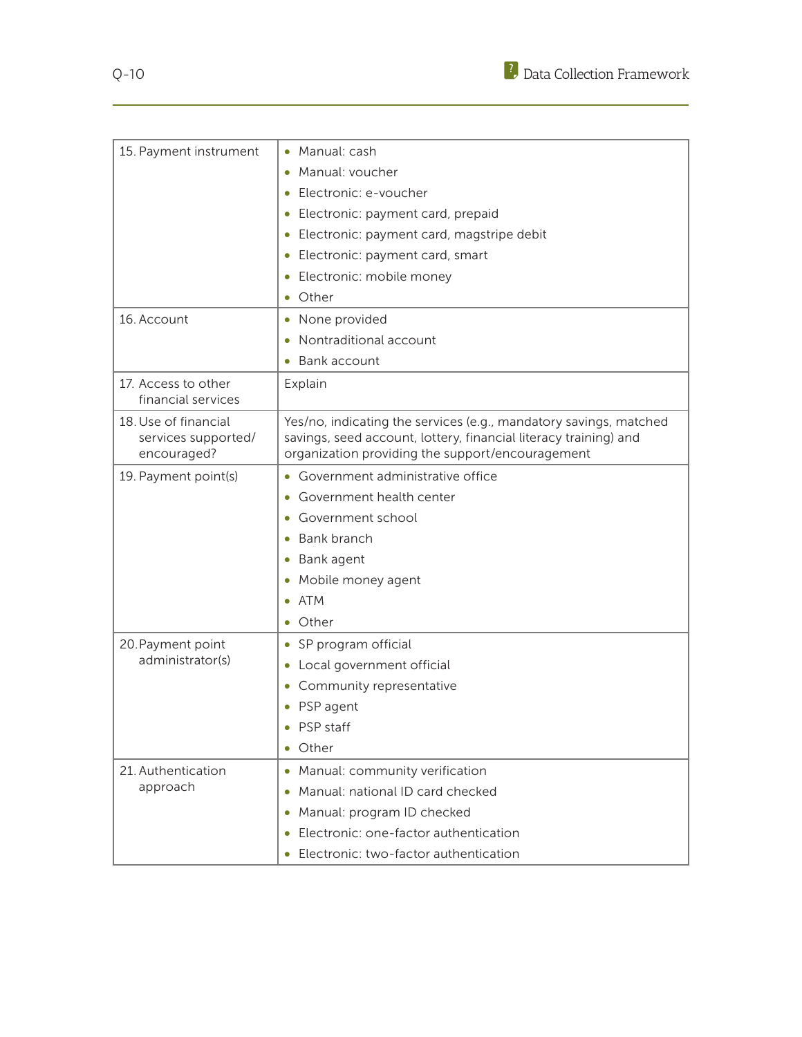| | |
|---|---|
| 15. Payment instrument | • Manual: cash<br>• Manual: voucher<br>• Electronic: e-voucher<br>• Electronic: payment card, prepaid<br>• Electronic: payment card, magstripe debit<br>• Electronic: payment card, smart<br>• Electronic: mobile money<br>• Other |
| 16. Account | • None provided<br>• Nontraditional account<br>• Bank account |
| 17. Access to other financial services | Explain |
| 18. Use of financial services supported/ encouraged? | Yes/no, indicating the services (e.g., mandatory savings, matched savings, seed account, lottery, financial literacy training) and organization providing the support/encouragement |
| 19. Payment point(s) | • Government administrative office<br>• Government health center<br>• Government school<br>• Bank branch<br>• Bank agent<br>• Mobile money agent<br>• ATM<br>• Other |
| 20. Payment point administrator(s) | • SP program official<br>• Local government official<br>• Community representative<br>• PSP agent<br>• PSP staff<br>• Other |
| 21. Authentication approach | • Manual: community verification<br>• Manual: national ID card checked<br>• Manual: program ID checked<br>• Electronic: one-factor authentication<br>• Electronic: two-factor authentication |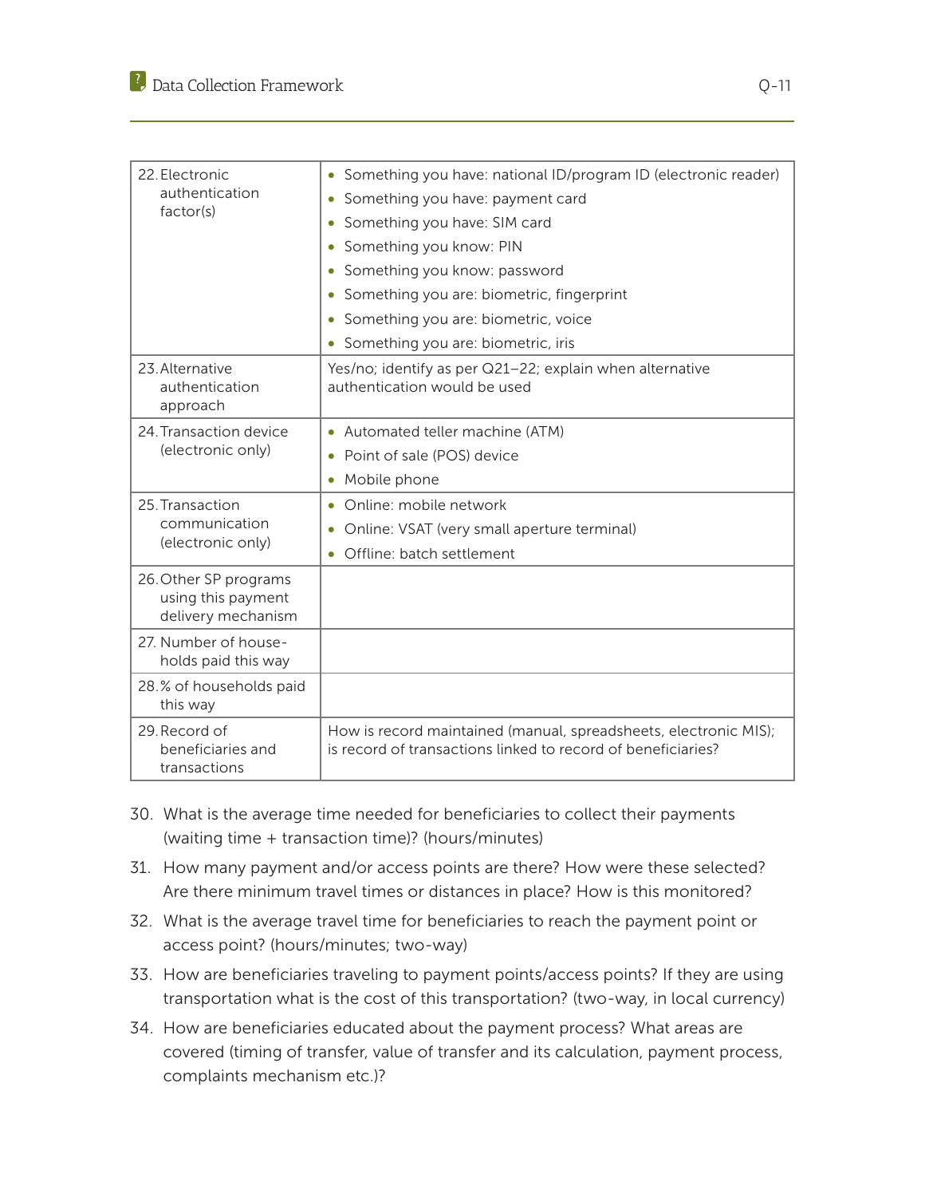| | |
|---|---|
| 22. Electronic authentication factor(s) | • Something you have: national ID/program ID (electronic reader)<br>• Something you have: payment card<br>• Something you have: SIM card<br>• Something you know: PIN<br>• Something you know: password<br>• Something you are: biometric, fingerprint<br>• Something you are: biometric, voice<br>• Something you are: biometric, iris |
| 23. Alternative authentication approach | Yes/no; identify as per Q21–22; explain when alternative authentication would be used |
| 24. Transaction device (electronic only) | • Automated teller machine (ATM)<br>• Point of sale (POS) device<br>• Mobile phone |
| 25. Transaction communication (electronic only) | • Online: mobile network<br>• Online: VSAT (very small aperture terminal)<br>• Offline: batch settlement |
| 26. Other SP programs using this payment delivery mechanism | |
| 27. Number of households paid this way | |
| 28. % of households paid this way | |
| 29. Record of beneficiaries and transactions | How is record maintained (manual, spreadsheets, electronic MIS); is record of transactions linked to record of beneficiaries? |

30. What is the average time needed for beneficiaries to collect their payments (waiting time + transaction time)? (hours/minutes)
31. How many payment and/or access points are there? How were these selected? Are there minimum travel times or distances in place? How is this monitored?
32. What is the average travel time for beneficiaries to reach the payment point or access point? (hours/minutes; two-way)
33. How are beneficiaries traveling to payment points/access points? If they are using transportation what is the cost of this transportation? (two-way, in local currency)
34. How are beneficiaries educated about the payment process? What areas are covered (timing of transfer, value of transfer and its calculation, payment process, complaints mechanism etc.)?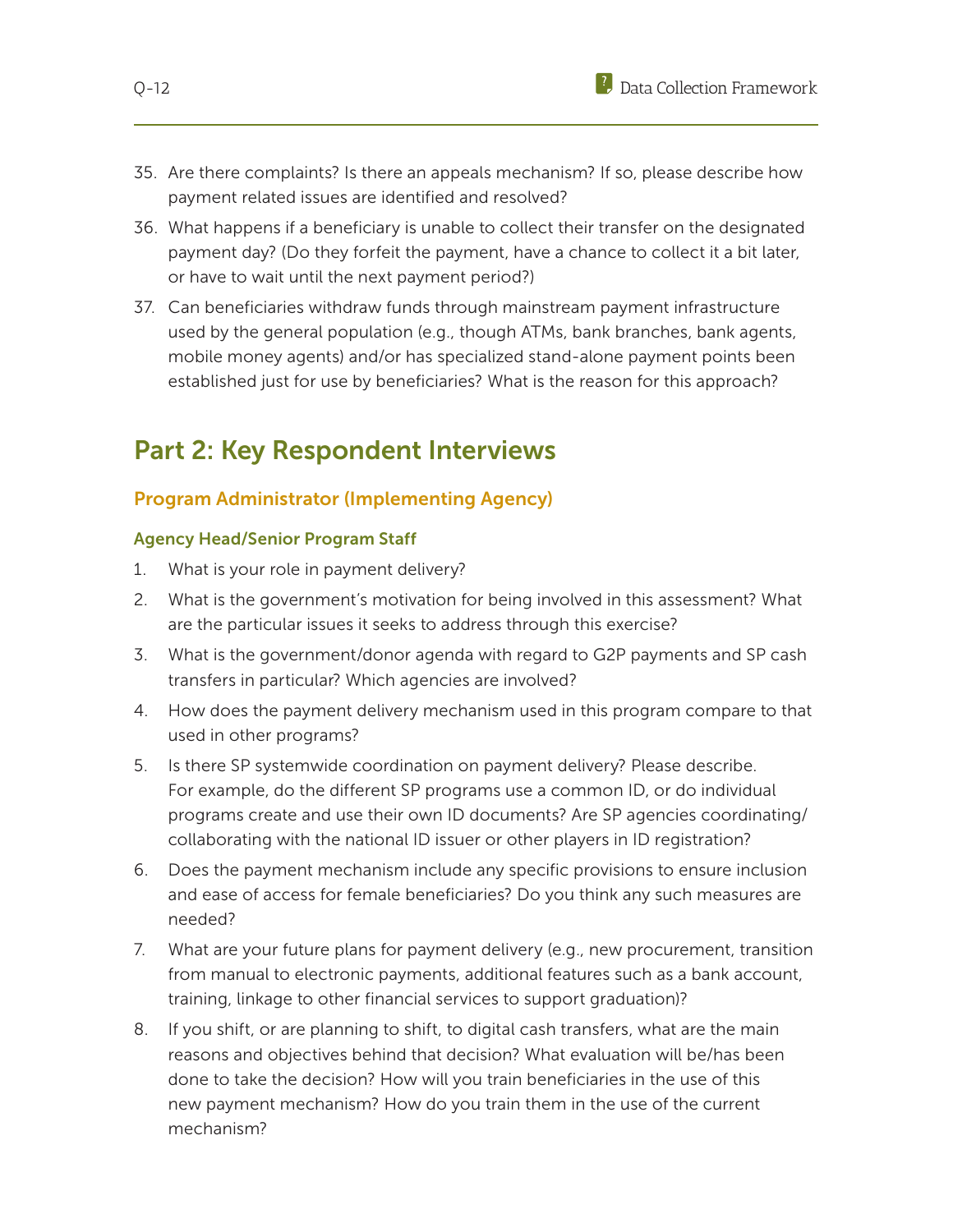35. Are there complaints? Is there an appeals mechanism? If so, please describe how payment related issues are identified and resolved?
36. What happens if a beneficiary is unable to collect their transfer on the designated payment day? (Do they forfeit the payment, have a chance to collect it a bit later, or have to wait until the next payment period?)
37. Can beneficiaries withdraw funds through mainstream payment infrastructure used by the general population (e.g., though ATMs, bank branches, bank agents, mobile money agents) and/or has specialized stand-alone payment points been established just for use by beneficiaries? What is the reason for this approach?

## Part 2: Key Respondent Interviews

### Program Administrator (Implementing Agency)

#### Agency Head/Senior Program Staff

1. What is your role in payment delivery?
2. What is the government's motivation for being involved in this assessment? What are the particular issues it seeks to address through this exercise?
3. What is the government/donor agenda with regard to G2P payments and SP cash transfers in particular? Which agencies are involved?
4. How does the payment delivery mechanism used in this program compare to that used in other programs?
5. Is there SP systemwide coordination on payment delivery? Please describe. For example, do the different SP programs use a common ID, or do individual programs create and use their own ID documents? Are SP agencies coordinating/collaborating with the national ID issuer or other players in ID registration?
6. Does the payment mechanism include any specific provisions to ensure inclusion and ease of access for female beneficiaries? Do you think any such measures are needed?
7. What are your future plans for payment delivery (e.g., new procurement, transition from manual to electronic payments, additional features such as a bank account, training, linkage to other financial services to support graduation)?
8. If you shift, or are planning to shift, to digital cash transfers, what are the main reasons and objectives behind that decision? What evaluation will be/has been done to take the decision? How will you train beneficiaries in the use of this new payment mechanism? How do you train them in the use of the current mechanism?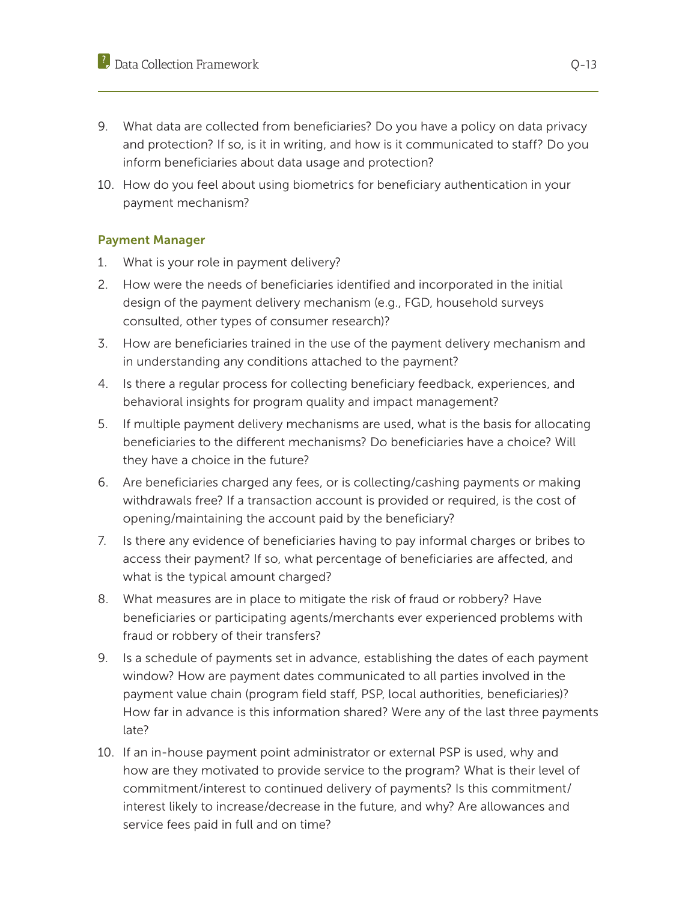9. What data are collected from beneficiaries? Do you have a policy on data privacy and protection? If so, is it in writing, and how is it communicated to staff? Do you inform beneficiaries about data usage and protection?
10. How do you feel about using biometrics for beneficiary authentication in your payment mechanism?

### Payment Manager

1. What is your role in payment delivery?
2. How were the needs of beneficiaries identified and incorporated in the initial design of the payment delivery mechanism (e.g., FGD, household surveys consulted, other types of consumer research)?
3. How are beneficiaries trained in the use of the payment delivery mechanism and in understanding any conditions attached to the payment?
4. Is there a regular process for collecting beneficiary feedback, experiences, and behavioral insights for program quality and impact management?
5. If multiple payment delivery mechanisms are used, what is the basis for allocating beneficiaries to the different mechanisms? Do beneficiaries have a choice? Will they have a choice in the future?
6. Are beneficiaries charged any fees, or is collecting/cashing payments or making withdrawals free? If a transaction account is provided or required, is the cost of opening/maintaining the account paid by the beneficiary?
7. Is there any evidence of beneficiaries having to pay informal charges or bribes to access their payment? If so, what percentage of beneficiaries are affected, and what is the typical amount charged?
8. What measures are in place to mitigate the risk of fraud or robbery? Have beneficiaries or participating agents/merchants ever experienced problems with fraud or robbery of their transfers?
9. Is a schedule of payments set in advance, establishing the dates of each payment window? How are payment dates communicated to all parties involved in the payment value chain (program field staff, PSP, local authorities, beneficiaries)? How far in advance is this information shared? Were any of the last three payments late?
10. If an in-house payment point administrator or external PSP is used, why and how are they motivated to provide service to the program? What is their level of commitment/interest to continued delivery of payments? Is this commitment/interest likely to increase/decrease in the future, and why? Are allowances and service fees paid in full and on time?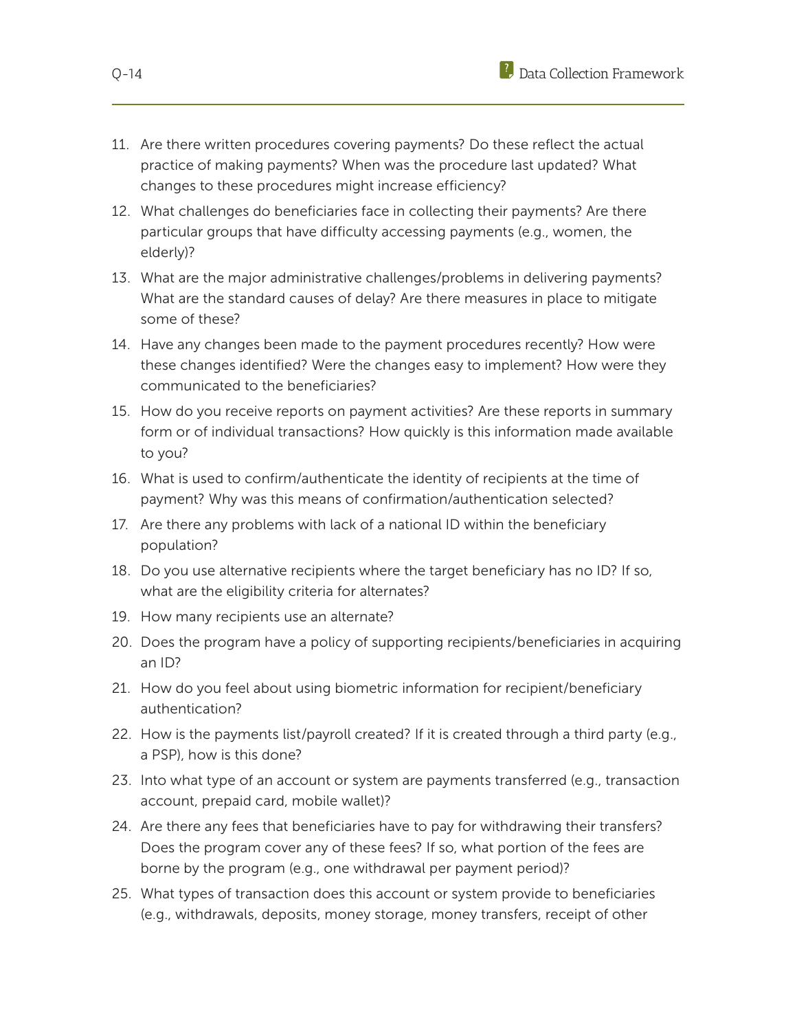11. Are there written procedures covering payments? Do these reflect the actual practice of making payments? When was the procedure last updated? What changes to these procedures might increase efficiency?
12. What challenges do beneficiaries face in collecting their payments? Are there particular groups that have difficulty accessing payments (e.g., women, the elderly)?
13. What are the major administrative challenges/problems in delivering payments? What are the standard causes of delay? Are there measures in place to mitigate some of these?
14. Have any changes been made to the payment procedures recently? How were these changes identified? Were the changes easy to implement? How were they communicated to the beneficiaries?
15. How do you receive reports on payment activities? Are these reports in summary form or of individual transactions? How quickly is this information made available to you?
16. What is used to confirm/authenticate the identity of recipients at the time of payment? Why was this means of confirmation/authentication selected?
17. Are there any problems with lack of a national ID within the beneficiary population?
18. Do you use alternative recipients where the target beneficiary has no ID? If so, what are the eligibility criteria for alternates?
19. How many recipients use an alternate?
20. Does the program have a policy of supporting recipients/beneficiaries in acquiring an ID?
21. How do you feel about using biometric information for recipient/beneficiary authentication?
22. How is the payments list/payroll created? If it is created through a third party (e.g., a PSP), how is this done?
23. Into what type of an account or system are payments transferred (e.g., transaction account, prepaid card, mobile wallet)?
24. Are there any fees that beneficiaries have to pay for withdrawing their transfers? Does the program cover any of these fees? If so, what portion of the fees are borne by the program (e.g., one withdrawal per payment period)?
25. What types of transaction does this account or system provide to beneficiaries (e.g., withdrawals, deposits, money storage, money transfers, receipt of other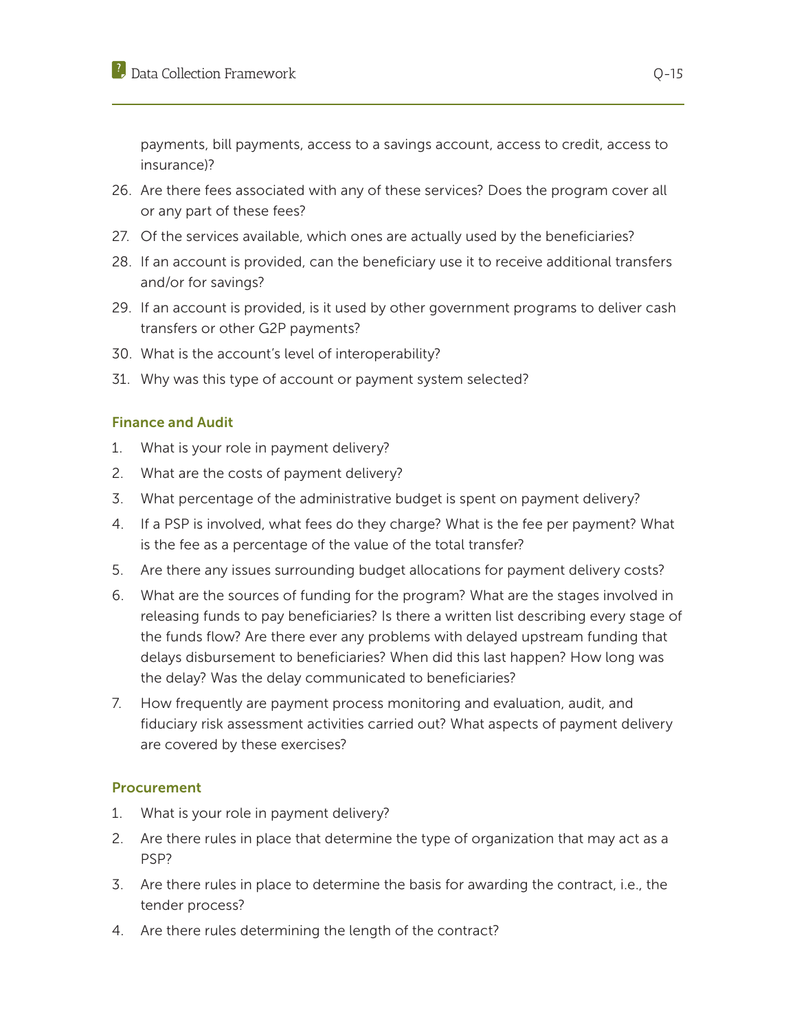payments, bill payments, access to a savings account, access to credit, access to insurance)?

26. Are there fees associated with any of these services? Does the program cover all or any part of these fees?
27. Of the services available, which ones are actually used by the beneficiaries?
28. If an account is provided, can the beneficiary use it to receive additional transfers and/or for savings?
29. If an account is provided, is it used by other government programs to deliver cash transfers or other G2P payments?
30. What is the account's level of interoperability?
31. Why was this type of account or payment system selected?

### Finance and Audit

1. What is your role in payment delivery?
2. What are the costs of payment delivery?
3. What percentage of the administrative budget is spent on payment delivery?
4. If a PSP is involved, what fees do they charge? What is the fee per payment? What is the fee as a percentage of the value of the total transfer?
5. Are there any issues surrounding budget allocations for payment delivery costs?
6. What are the sources of funding for the program? What are the stages involved in releasing funds to pay beneficiaries? Is there a written list describing every stage of the funds flow? Are there ever any problems with delayed upstream funding that delays disbursement to beneficiaries? When did this last happen? How long was the delay? Was the delay communicated to beneficiaries?
7. How frequently are payment process monitoring and evaluation, audit, and fiduciary risk assessment activities carried out? What aspects of payment delivery are covered by these exercises?

### Procurement

1. What is your role in payment delivery?
2. Are there rules in place that determine the type of organization that may act as a PSP?
3. Are there rules in place to determine the basis for awarding the contract, i.e., the tender process?
4. Are there rules determining the length of the contract?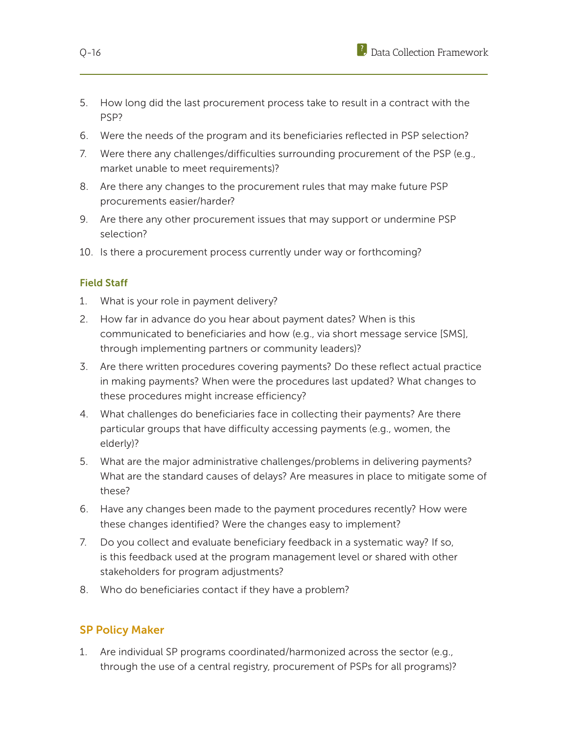5. How long did the last procurement process take to result in a contract with the PSP?
6. Were the needs of the program and its beneficiaries reflected in PSP selection?
7. Were there any challenges/difficulties surrounding procurement of the PSP (e.g., market unable to meet requirements)?
8. Are there any changes to the procurement rules that may make future PSP procurements easier/harder?
9. Are there any other procurement issues that may support or undermine PSP selection?
10. Is there a procurement process currently under way or forthcoming?

### Field Staff

1. What is your role in payment delivery?
2. How far in advance do you hear about payment dates? When is this communicated to beneficiaries and how (e.g., via short message service [SMS], through implementing partners or community leaders)?
3. Are there written procedures covering payments? Do these reflect actual practice in making payments? When were the procedures last updated? What changes to these procedures might increase efficiency?
4. What challenges do beneficiaries face in collecting their payments? Are there particular groups that have difficulty accessing payments (e.g., women, the elderly)?
5. What are the major administrative challenges/problems in delivering payments? What are the standard causes of delays? Are measures in place to mitigate some of these?
6. Have any changes been made to the payment procedures recently? How were these changes identified? Were the changes easy to implement?
7. Do you collect and evaluate beneficiary feedback in a systematic way? If so, is this feedback used at the program management level or shared with other stakeholders for program adjustments?
8. Who do beneficiaries contact if they have a problem?

## SP Policy Maker

1. Are individual SP programs coordinated/harmonized across the sector (e.g., through the use of a central registry, procurement of PSPs for all programs)?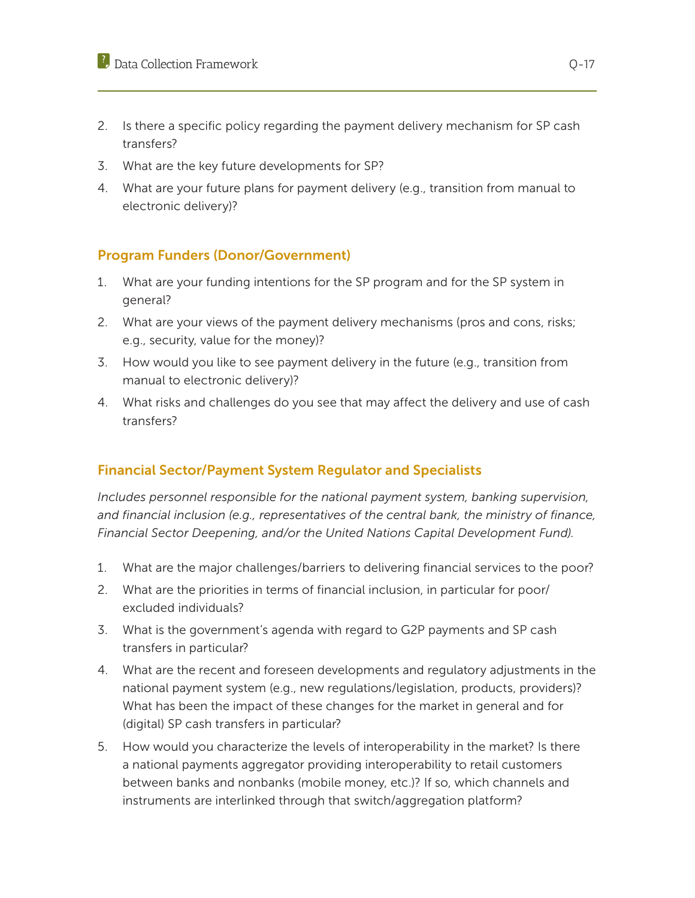2. Is there a specific policy regarding the payment delivery mechanism for SP cash transfers?
3. What are the key future developments for SP?
4. What are your future plans for payment delivery (e.g., transition from manual to electronic delivery)?

### Program Funders (Donor/Government)

1. What are your funding intentions for the SP program and for the SP system in general?
2. What are your views of the payment delivery mechanisms (pros and cons, risks; e.g., security, value for the money)?
3. How would you like to see payment delivery in the future (e.g., transition from manual to electronic delivery)?
4. What risks and challenges do you see that may affect the delivery and use of cash transfers?

### Financial Sector/Payment System Regulator and Specialists

*Includes personnel responsible for the national payment system, banking supervision, and financial inclusion (e.g., representatives of the central bank, the ministry of finance, Financial Sector Deepening, and/or the United Nations Capital Development Fund).*

1. What are the major challenges/barriers to delivering financial services to the poor?
2. What are the priorities in terms of financial inclusion, in particular for poor/excluded individuals?
3. What is the government's agenda with regard to G2P payments and SP cash transfers in particular?
4. What are the recent and foreseen developments and regulatory adjustments in the national payment system (e.g., new regulations/legislation, products, providers)? What has been the impact of these changes for the market in general and for (digital) SP cash transfers in particular?
5. How would you characterize the levels of interoperability in the market? Is there a national payments aggregator providing interoperability to retail customers between banks and nonbanks (mobile money, etc.)? If so, which channels and instruments are interlinked through that switch/aggregation platform?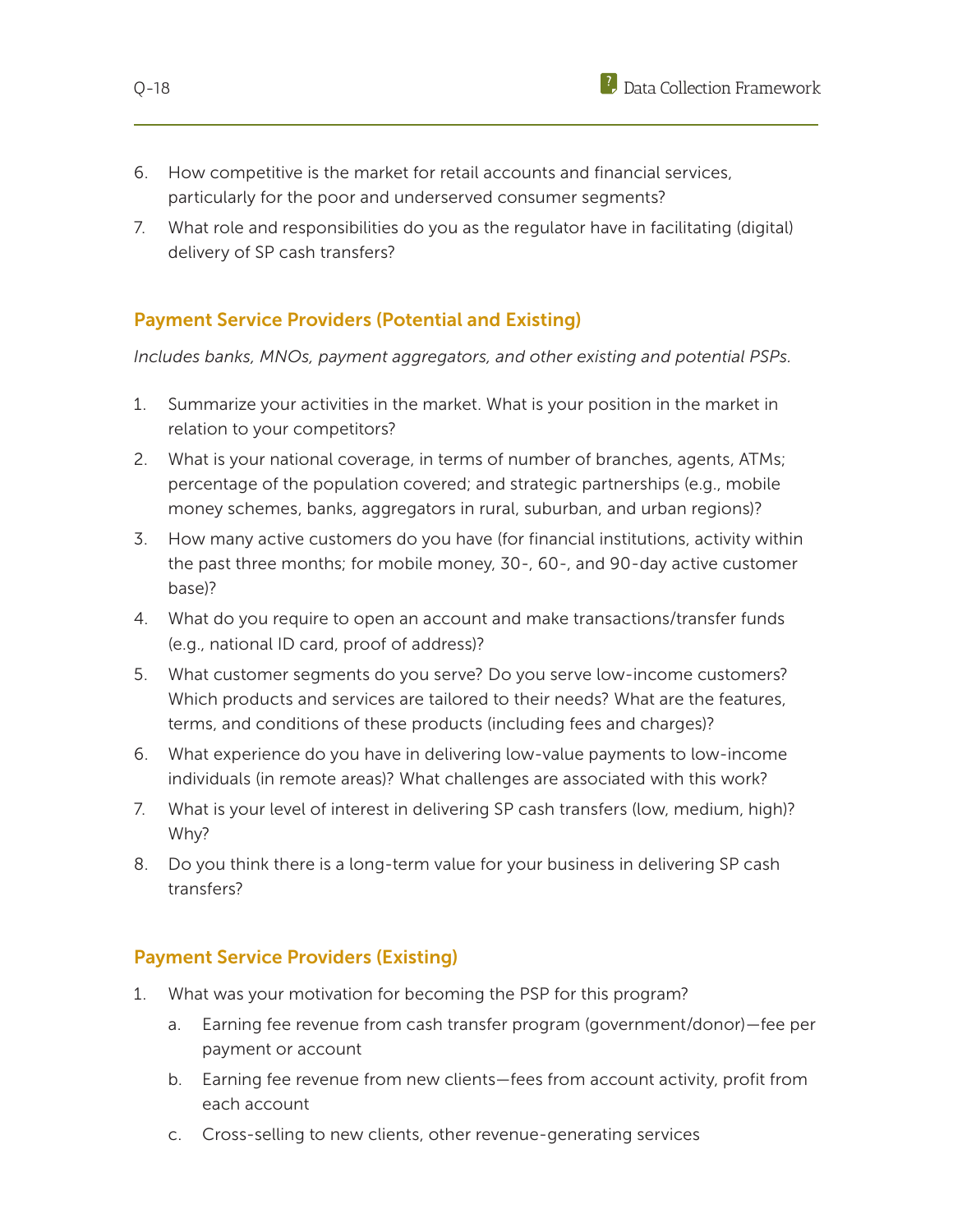6. How competitive is the market for retail accounts and financial services, particularly for the poor and underserved consumer segments?
7. What role and responsibilities do you as the regulator have in facilitating (digital) delivery of SP cash transfers?

### Payment Service Providers (Potential and Existing)

*Includes banks, MNOs, payment aggregators, and other existing and potential PSPs.*

1. Summarize your activities in the market. What is your position in the market in relation to your competitors?
2. What is your national coverage, in terms of number of branches, agents, ATMs; percentage of the population covered; and strategic partnerships (e.g., mobile money schemes, banks, aggregators in rural, suburban, and urban regions)?
3. How many active customers do you have (for financial institutions, activity within the past three months; for mobile money, 30-, 60-, and 90-day active customer base)?
4. What do you require to open an account and make transactions/transfer funds (e.g., national ID card, proof of address)?
5. What customer segments do you serve? Do you serve low-income customers? Which products and services are tailored to their needs? What are the features, terms, and conditions of these products (including fees and charges)?
6. What experience do you have in delivering low-value payments to low-income individuals (in remote areas)? What challenges are associated with this work?
7. What is your level of interest in delivering SP cash transfers (low, medium, high)? Why?
8. Do you think there is a long-term value for your business in delivering SP cash transfers?

### Payment Service Providers (Existing)

1. What was your motivation for becoming the PSP for this program?
   a. Earning fee revenue from cash transfer program (government/donor)—fee per payment or account
   b. Earning fee revenue from new clients—fees from account activity, profit from each account
   c. Cross-selling to new clients, other revenue-generating services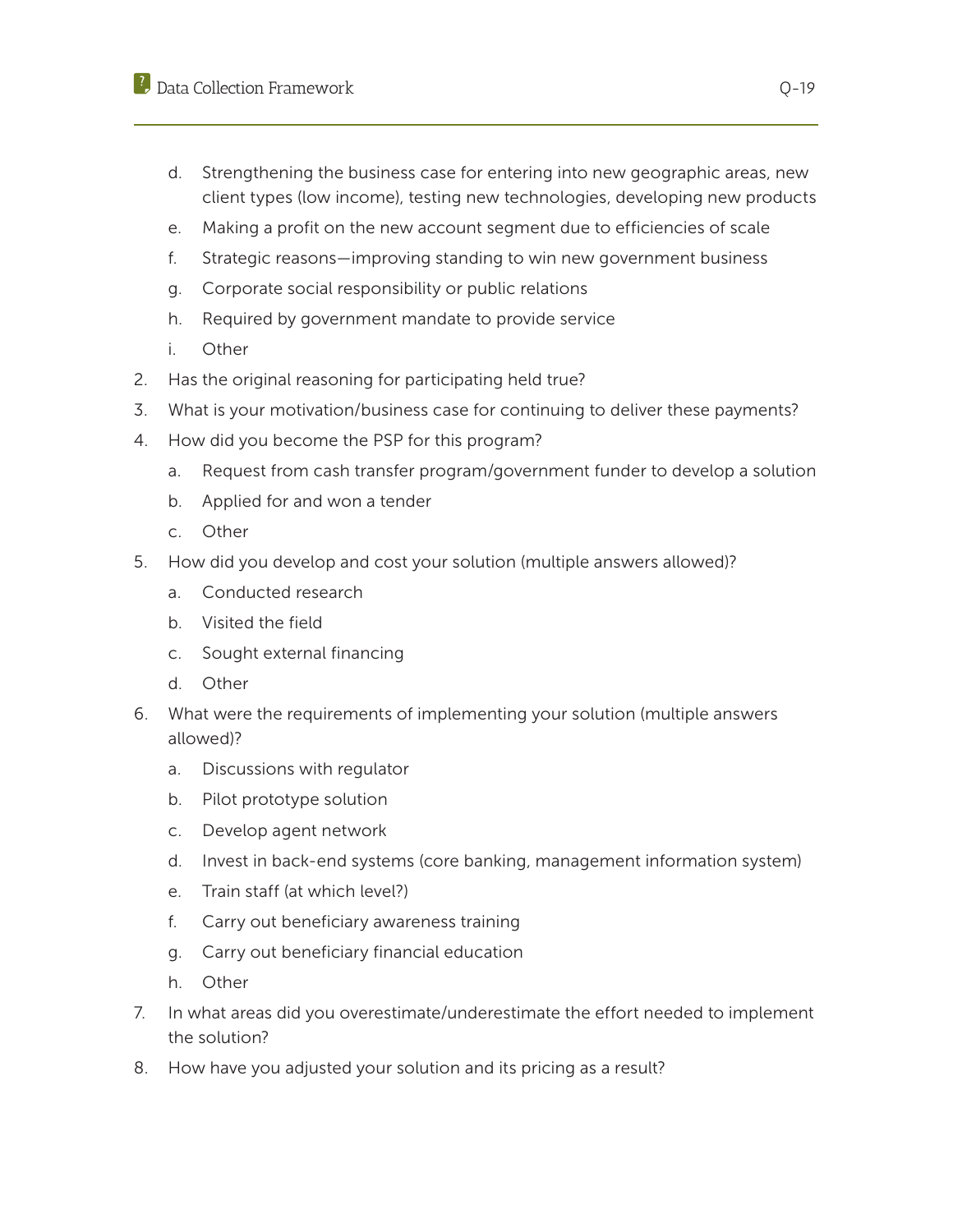d. Strengthening the business case for entering into new geographic areas, new client types (low income), testing new technologies, developing new products

e. Making a profit on the new account segment due to efficiencies of scale

f. Strategic reasons—improving standing to win new government business

g. Corporate social responsibility or public relations

h. Required by government mandate to provide service

i. Other

2. Has the original reasoning for participating held true?

3. What is your motivation/business case for continuing to deliver these payments?

4. How did you become the PSP for this program?

   a. Request from cash transfer program/government funder to develop a solution

   b. Applied for and won a tender

   c. Other

5. How did you develop and cost your solution (multiple answers allowed)?

   a. Conducted research

   b. Visited the field

   c. Sought external financing

   d. Other

6. What were the requirements of implementing your solution (multiple answers allowed)?

   a. Discussions with regulator

   b. Pilot prototype solution

   c. Develop agent network

   d. Invest in back-end systems (core banking, management information system)

   e. Train staff (at which level?)

   f. Carry out beneficiary awareness training

   g. Carry out beneficiary financial education

   h. Other

7. In what areas did you overestimate/underestimate the effort needed to implement the solution?

8. How have you adjusted your solution and its pricing as a result?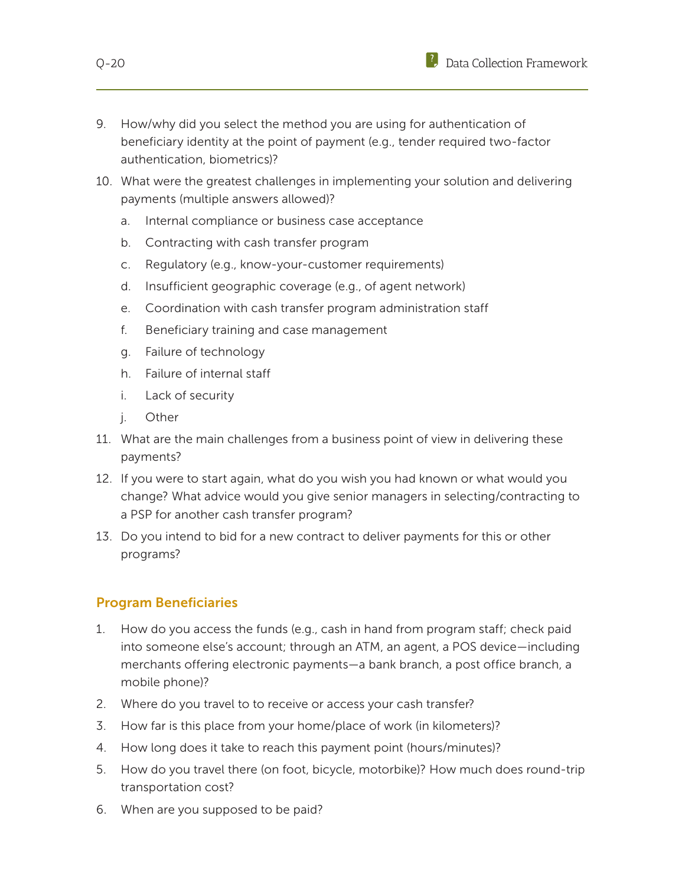9. How/why did you select the method you are using for authentication of beneficiary identity at the point of payment (e.g., tender required two-factor authentication, biometrics)?
10. What were the greatest challenges in implementing your solution and delivering payments (multiple answers allowed)?
    a. Internal compliance or business case acceptance
    b. Contracting with cash transfer program
    c. Regulatory (e.g., know-your-customer requirements)
    d. Insufficient geographic coverage (e.g., of agent network)
    e. Coordination with cash transfer program administration staff
    f. Beneficiary training and case management
    g. Failure of technology
    h. Failure of internal staff
    i. Lack of security
    j. Other
11. What are the main challenges from a business point of view in delivering these payments?
12. If you were to start again, what do you wish you had known or what would you change? What advice would you give senior managers in selecting/contracting to a PSP for another cash transfer program?
13. Do you intend to bid for a new contract to deliver payments for this or other programs?

## Program Beneficiaries

1. How do you access the funds (e.g., cash in hand from program staff; check paid into someone else's account; through an ATM, an agent, a POS device—including merchants offering electronic payments—a bank branch, a post office branch, a mobile phone)?
2. Where do you travel to to receive or access your cash transfer?
3. How far is this place from your home/place of work (in kilometers)?
4. How long does it take to reach this payment point (hours/minutes)?
5. How do you travel there (on foot, bicycle, motorbike)? How much does round-trip transportation cost?
6. When are you supposed to be paid?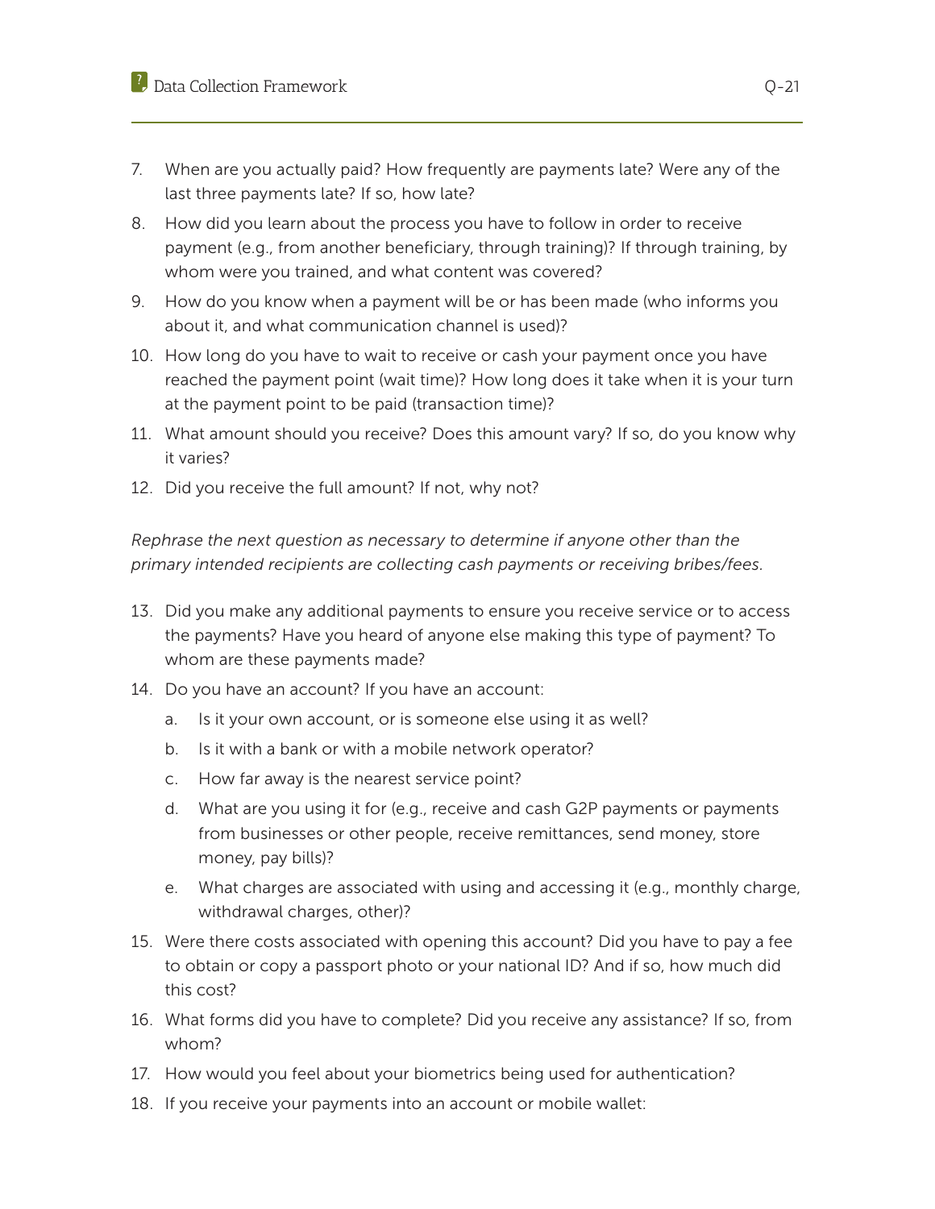7. When are you actually paid? How frequently are payments late? Were any of the last three payments late? If so, how late?
8. How did you learn about the process you have to follow in order to receive payment (e.g., from another beneficiary, through training)? If through training, by whom were you trained, and what content was covered?
9. How do you know when a payment will be or has been made (who informs you about it, and what communication channel is used)?
10. How long do you have to wait to receive or cash your payment once you have reached the payment point (wait time)? How long does it take when it is your turn at the payment point to be paid (transaction time)?
11. What amount should you receive? Does this amount vary? If so, do you know why it varies?
12. Did you receive the full amount? If not, why not?

*Rephrase the next question as necessary to determine if anyone other than the primary intended recipients are collecting cash payments or receiving bribes/fees.*

13. Did you make any additional payments to ensure you receive service or to access the payments? Have you heard of anyone else making this type of payment? To whom are these payments made?
14. Do you have an account? If you have an account:
    a. Is it your own account, or is someone else using it as well?
    b. Is it with a bank or with a mobile network operator?
    c. How far away is the nearest service point?
    d. What are you using it for (e.g., receive and cash G2P payments or payments from businesses or other people, receive remittances, send money, store money, pay bills)?
    e. What charges are associated with using and accessing it (e.g., monthly charge, withdrawal charges, other)?
15. Were there costs associated with opening this account? Did you have to pay a fee to obtain or copy a passport photo or your national ID? And if so, how much did this cost?
16. What forms did you have to complete? Did you receive any assistance? If so, from whom?
17. How would you feel about your biometrics being used for authentication?
18. If you receive your payments into an account or mobile wallet: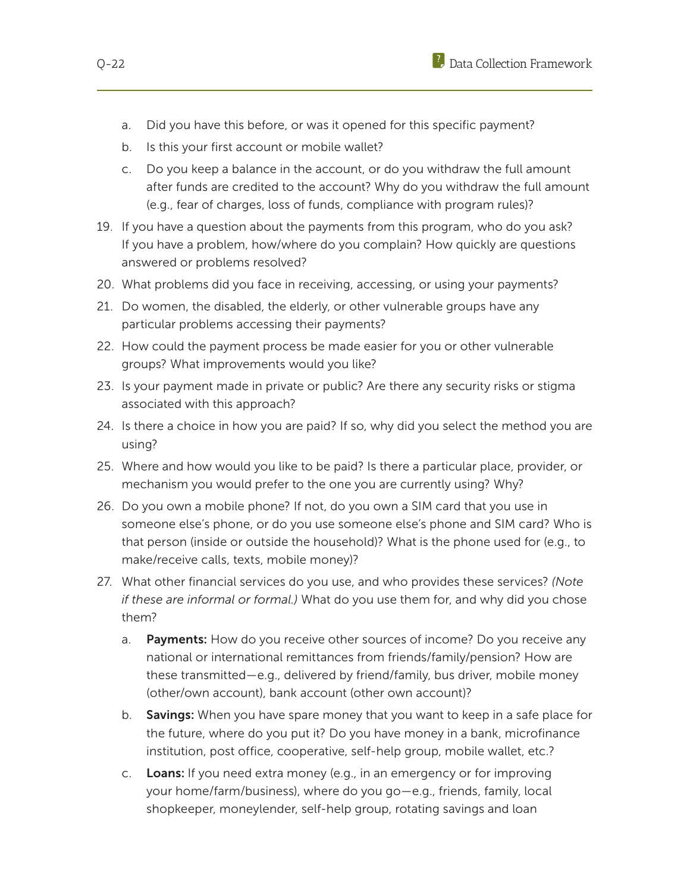a. Did you have this before, or was it opened for this specific payment?
b. Is this your first account or mobile wallet?
c. Do you keep a balance in the account, or do you withdraw the full amount after funds are credited to the account? Why do you withdraw the full amount (e.g., fear of charges, loss of funds, compliance with program rules)?

19. If you have a question about the payments from this program, who do you ask? If you have a problem, how/where do you complain? How quickly are questions answered or problems resolved?
20. What problems did you face in receiving, accessing, or using your payments?
21. Do women, the disabled, the elderly, or other vulnerable groups have any particular problems accessing their payments?
22. How could the payment process be made easier for you or other vulnerable groups? What improvements would you like?
23. Is your payment made in private or public? Are there any security risks or stigma associated with this approach?
24. Is there a choice in how you are paid? If so, why did you select the method you are using?
25. Where and how would you like to be paid? Is there a particular place, provider, or mechanism you would prefer to the one you are currently using? Why?
26. Do you own a mobile phone? If not, do you own a SIM card that you use in someone else's phone, or do you use someone else's phone and SIM card? Who is that person (inside or outside the household)? What is the phone used for (e.g., to make/receive calls, texts, mobile money)?
27. What other financial services do you use, and who provides these services? *(Note if these are informal or formal.)* What do you use them for, and why did you chose them?
    a. **Payments:** How do you receive other sources of income? Do you receive any national or international remittances from friends/family/pension? How are these transmitted—e.g., delivered by friend/family, bus driver, mobile money (other/own account), bank account (other own account)?
    b. **Savings:** When you have spare money that you want to keep in a safe place for the future, where do you put it? Do you have money in a bank, microfinance institution, post office, cooperative, self-help group, mobile wallet, etc.?
    c. **Loans:** If you need extra money (e.g., in an emergency or for improving your home/farm/business), where do you go—e.g., friends, family, local shopkeeper, moneylender, self-help group, rotating savings and loan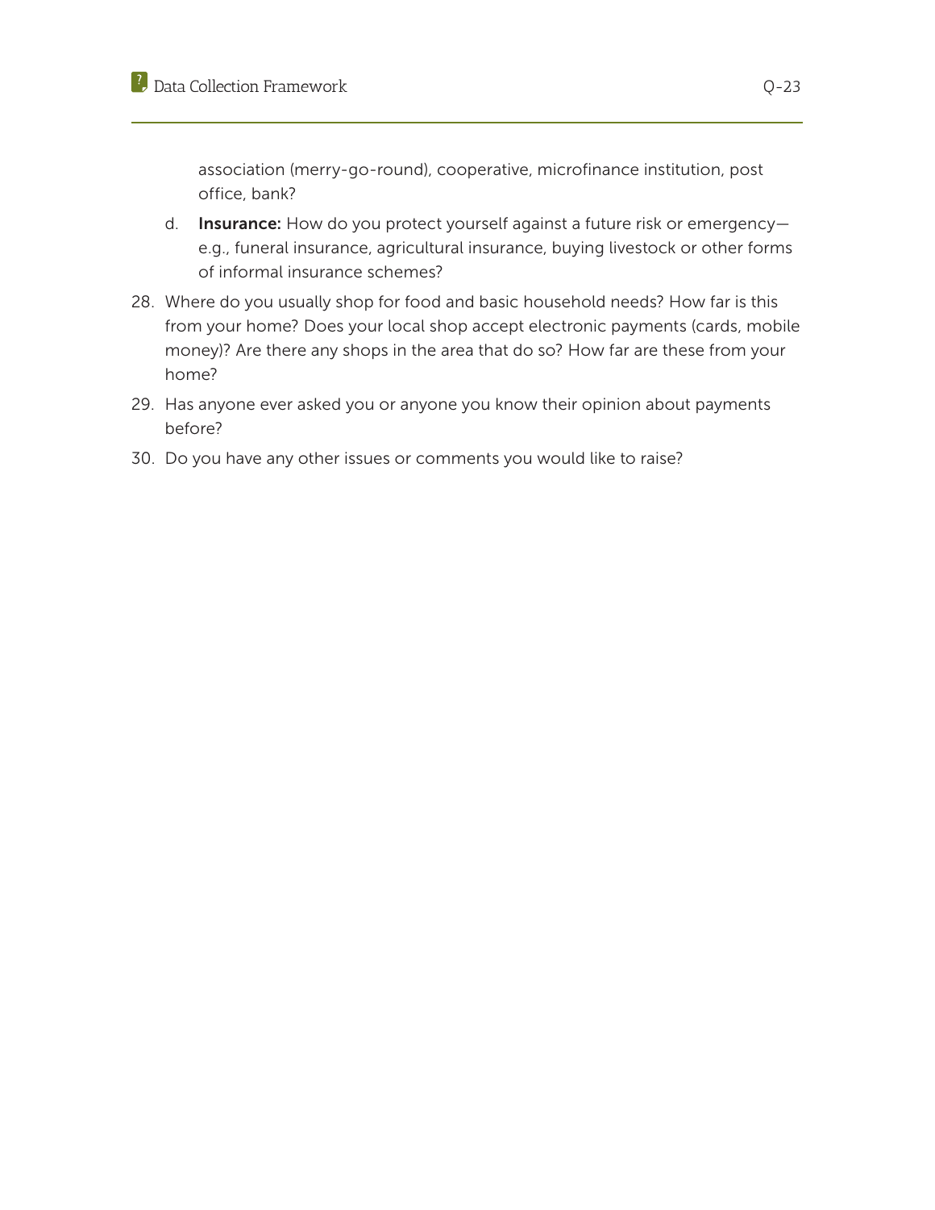association (merry-go-round), cooperative, microfinance institution, post office, bank?

   d. **Insurance:** How do you protect yourself against a future risk or emergency—e.g., funeral insurance, agricultural insurance, buying livestock or other forms of informal insurance schemes?

28. Where do you usually shop for food and basic household needs? How far is this from your home? Does your local shop accept electronic payments (cards, mobile money)? Are there any shops in the area that do so? How far are these from your home?
29. Has anyone ever asked you or anyone you know their opinion about payments before?
30. Do you have any other issues or comments you would like to raise?